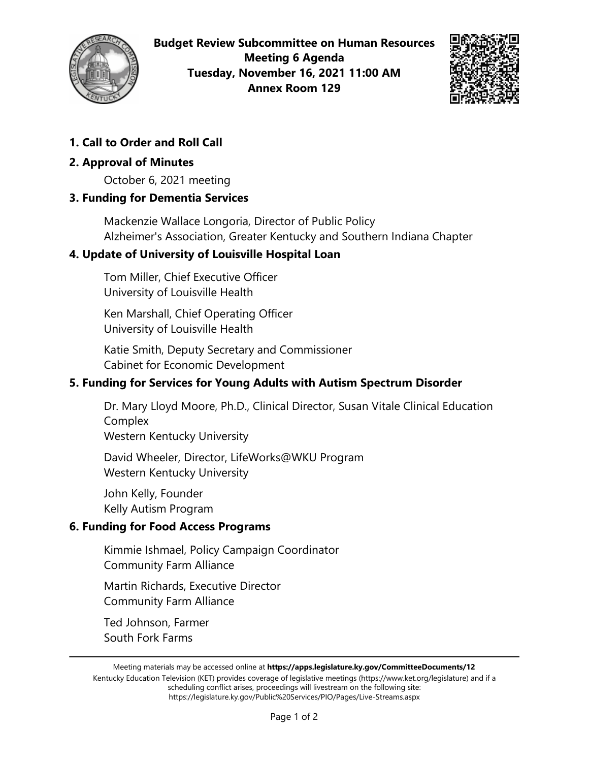# Budget Review Subcommittee on Human Resources
## Meeting 6 Agenda
## Tuesday, November 16, 2021 11:00 AM
## Annex Room 129

### 1. Call to Order and Roll Call

### 2. Approval of Minutes

October 6, 2021 meeting

### 3. Funding for Dementia Services

Mackenzie Wallace Longoria, Director of Public Policy
Alzheimer's Association, Greater Kentucky and Southern Indiana Chapter

### 4. Update of University of Louisville Hospital Loan

Tom Miller, Chief Executive Officer
University of Louisville Health

Ken Marshall, Chief Operating Officer
University of Louisville Health

Katie Smith, Deputy Secretary and Commissioner
Cabinet for Economic Development

### 5. Funding for Services for Young Adults with Autism Spectrum Disorder

Dr. Mary Lloyd Moore, Ph.D., Clinical Director, Susan Vitale Clinical Education Complex
Western Kentucky University

David Wheeler, Director, LifeWorks@WKU Program
Western Kentucky University

John Kelly, Founder
Kelly Autism Program

### 6. Funding for Food Access Programs

Kimmie Ishmael, Policy Campaign Coordinator
Community Farm Alliance

Martin Richards, Executive Director
Community Farm Alliance

Ted Johnson, Farmer
South Fork Farms

---

Meeting materials may be accessed online at **https://apps.legislature.ky.gov/CommitteeDocuments/12**
Kentucky Education Television (KET) provides coverage of legislative meetings (https://www.ket.org/legislature) and if a scheduling conflict arises, proceedings will livestream on the following site: https://legislature.ky.gov/Public%20Services/PIO/Pages/Live-Streams.aspx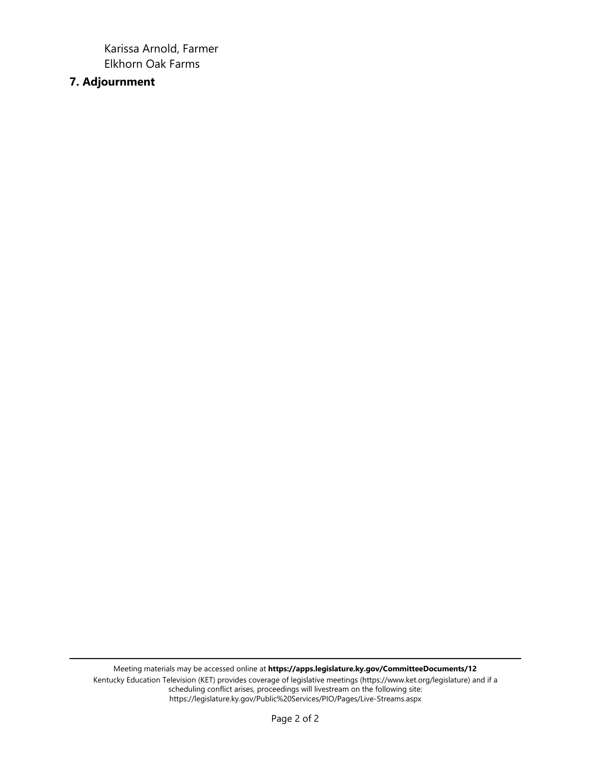Karissa Arnold, Farmer
Elkhorn Oak Farms

**7. Adjournment**

Meeting materials may be accessed online at **https://apps.legislature.ky.gov/CommitteeDocuments/12**

Kentucky Education Television (KET) provides coverage of legislative meetings (https://www.ket.org/legislature) and if a scheduling conflict arises, proceedings will livestream on the following site: https://legislature.ky.gov/Public%20Services/PIO/Pages/Live-Streams.aspx